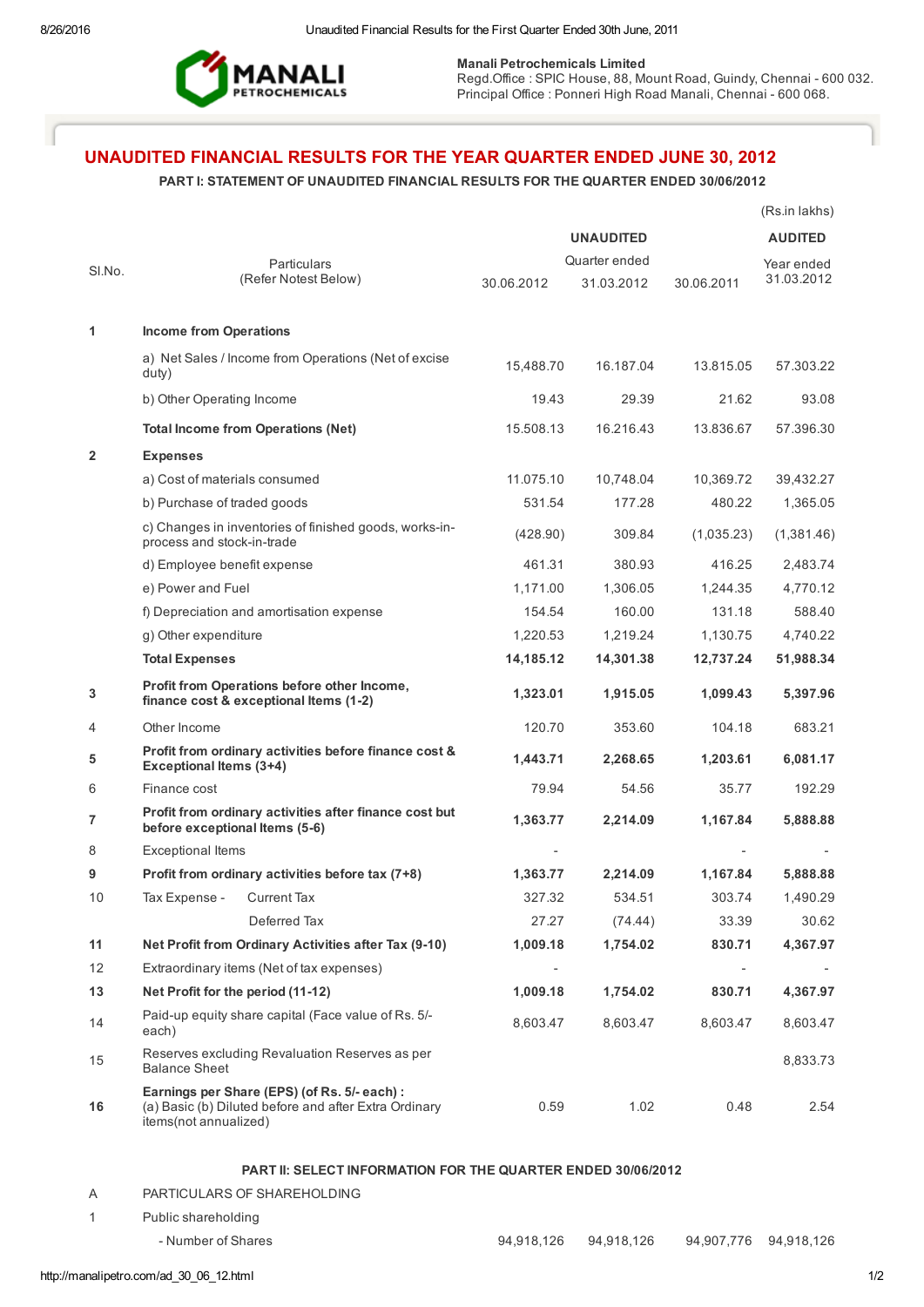**Manali Petrochemicals Limited**
Regd.Office : SPIC House, 88, Mount Road, Guindy, Chennai - 600 032.
Principal Office : Ponneri High Road Manali, Chennai - 600 068.

# UNAUDITED FINANCIAL RESULTS FOR THE YEAR QUARTER ENDED JUNE 30, 2012

## PART I: STATEMENT OF UNAUDITED FINANCIAL RESULTS FOR THE QUARTER ENDED 30/06/2012

(Rs.in lakhs)

| Sl.No. | Particulars (Refer Notest Below) | UNAUDITED Quarter ended 30.06.2012 | 31.03.2012 | 30.06.2011 | AUDITED Year ended 31.03.2012 |
|---|---|---|---|---|---|
| 1 | **Income from Operations** | | | | |
| | a) Net Sales / Income from Operations (Net of excise duty) | 15,488.70 | 16.187.04 | 13.815.05 | 57.303.22 |
| | b) Other Operating Income | 19.43 | 29.39 | 21.62 | 93.08 |
| | **Total Income from Operations (Net)** | 15.508.13 | 16.216.43 | 13.836.67 | 57.396.30 |
| 2 | **Expenses** | | | | |
| | a) Cost of materials consumed | 11.075.10 | 10,748.04 | 10,369.72 | 39,432.27 |
| | b) Purchase of traded goods | 531.54 | 177.28 | 480.22 | 1,365.05 |
| | c) Changes in inventories of finished goods, works-in-process and stock-in-trade | (428.90) | 309.84 | (1,035.23) | (1,381.46) |
| | d) Employee benefit expense | 461.31 | 380.93 | 416.25 | 2,483.74 |
| | e) Power and Fuel | 1,171.00 | 1,306.05 | 1,244.35 | 4,770.12 |
| | f) Depreciation and amortisation expense | 154.54 | 160.00 | 131.18 | 588.40 |
| | g) Other expenditure | 1,220.53 | 1,219.24 | 1,130.75 | 4,740.22 |
| | **Total Expenses** | **14,185.12** | **14,301.38** | **12,737.24** | **51,988.34** |
| 3 | **Profit from Operations before other Income, finance cost & exceptional Items (1-2)** | **1,323.01** | **1,915.05** | **1,099.43** | **5,397.96** |
| 4 | Other Income | 120.70 | 353.60 | 104.18 | 683.21 |
| 5 | **Profit from ordinary activities before finance cost & Exceptional Items (3+4)** | **1,443.71** | **2,268.65** | **1,203.61** | **6,081.17** |
| 6 | Finance cost | 79.94 | 54.56 | 35.77 | 192.29 |
| 7 | **Profit from ordinary activities after finance cost but before exceptional Items (5-6)** | **1,363.77** | **2,214.09** | **1,167.84** | **5,888.88** |
| 8 | Exceptional Items | - | | - | - |
| 9 | **Profit from ordinary activities before tax (7+8)** | **1,363.77** | **2,214.09** | **1,167.84** | **5,888.88** |
| 10 | Tax Expense - Current Tax | 327.32 | 534.51 | 303.74 | 1,490.29 |
| | Deferred Tax | 27.27 | (74.44) | 33.39 | 30.62 |
| 11 | **Net Profit from Ordinary Activities after Tax (9-10)** | **1,009.18** | **1,754.02** | **830.71** | **4,367.97** |
| 12 | Extraordinary items (Net of tax expenses) | - | | - | - |
| 13 | **Net Profit for the period (11-12)** | **1,009.18** | **1,754.02** | **830.71** | **4,367.97** |
| 14 | Paid-up equity share capital (Face value of Rs. 5/- each) | 8,603.47 | 8,603.47 | 8,603.47 | 8,603.47 |
| 15 | Reserves excluding Revaluation Reserves as per Balance Sheet | | | | 8,833.73 |
| 16 | **Earnings per Share (EPS) (of Rs. 5/- each) :** (a) Basic (b) Diluted before and after Extra Ordinary items(not annualized) | 0.59 | 1.02 | 0.48 | 2.54 |

## PART II: SELECT INFORMATION FOR THE QUARTER ENDED 30/06/2012

| | | | | | |
|---|---|---|---|---|---|
| A | PARTICULARS OF SHAREHOLDING | | | | |
| 1 | Public shareholding | | | | |
| | - Number of Shares | 94,918,126 | 94,918,126 | 94,907,776 | 94,918,126 |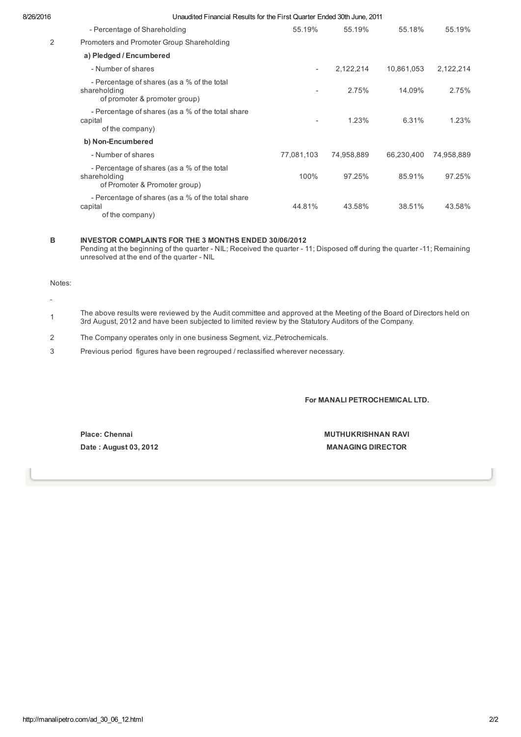| | | | | | |
|---|---|---|---|---|---|
| | - Percentage of Shareholding | 55.19% | 55.19% | 55.18% | 55.19% |
| 2 | Promoters and Promoter Group Shareholding | | | | |
| | **a) Pledged / Encumbered** | | | | |
| | - Number of shares | - | 2,122,214 | 10,861,053 | 2,122,214 |
| | - Percentage of shares (as a % of the total shareholding of promoter & promoter group) | - | 2.75% | 14.09% | 2.75% |
| | - Percentage of shares (as a % of the total share capital of the company) | - | 1.23% | 6.31% | 1.23% |
| | **b) Non-Encumbered** | | | | |
| | - Number of shares | 77,081,103 | 74,958,889 | 66,230,400 | 74,958,889 |
| | - Percentage of shares (as a % of the total shareholding of Promoter & Promoter group) | 100% | 97.25% | 85.91% | 97.25% |
| | - Percentage of shares (as a % of the total share capital of the company) | 44.81% | 43.58% | 38.51% | 43.58% |

**B INVESTOR COMPLAINTS FOR THE 3 MONTHS ENDED 30/06/2012**

Pending at the beginning of the quarter - NIL; Received the quarter - 11; Disposed off during the quarter -11; Remaining unresolved at the end of the quarter - NIL

Notes:

-

1. The above results were reviewed by the Audit committee and approved at the Meeting of the Board of Directors held on 3rd August, 2012 and have been subjected to limited review by the Statutory Auditors of the Company.
2. The Company operates only in one business Segment, viz.,Petrochemicals.
3. Previous period figures have been regrouped / reclassified wherever necessary.

**For MANALI PETROCHEMICAL LTD.**

**Place: Chennai**

**Date : August 03, 2012**

**MUTHUKRISHNAN RAVI**

**MANAGING DIRECTOR**